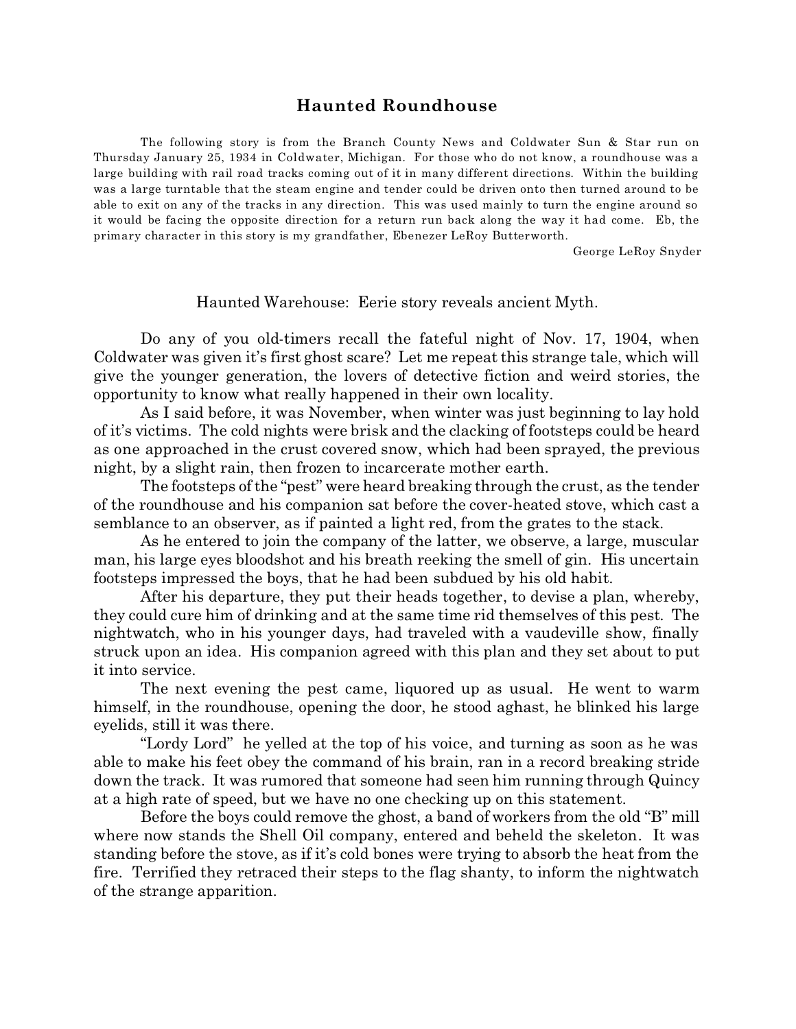## Haunted Roundhouse

The following story is from the Branch County News and Coldwater Sun & Star run on Thursday January 25, 1934 in Coldwater, Michigan. For those who do not know, a roundhouse was a large building with rail road tracks coming out of it in many different directions. Within the building was a large turntable that the steam engine and tender could be driven onto then turned around to be able to exit on any of the tracks in any direction. This was used mainly to turn the engine around so it would be facing the opposite direction for a return run back along the way it had come. Eb, the primary character in this story is my grandfather, Ebenezer LeRoy Butterworth.

George LeRoy Snyder

Haunted Warehouse: Eerie story reveals ancient Myth.

Do any of you old-timers recall the fateful night of Nov. 17, 1904, when Coldwater was given it's first ghost scare? Let me repeat this strange tale, which will give the younger generation, the lovers of detective fiction and weird stories, the opportunity to know what really happened in their own locality.

As I said before, it was November, when winter was just beginning to lay hold of it's victims. The cold nights were brisk and the clacking of footsteps could be heard as one approached in the crust covered snow, which had been sprayed, the previous night, by a slight rain, then frozen to incarcerate mother earth.

The footsteps of the "pest" were heard breaking through the crust, as the tender of the roundhouse and his companion sat before the cover-heated stove, which cast a semblance to an observer, as if painted a light red, from the grates to the stack.

As he entered to join the company of the latter, we observe, a large, muscular man, his large eyes bloodshot and his breath reeking the smell of gin. His uncertain footsteps impressed the boys, that he had been subdued by his old habit.

After his departure, they put their heads together, to devise a plan, whereby, they could cure him of drinking and at the same time rid themselves of this pest. The nightwatch, who in his younger days, had traveled with a vaudeville show, finally struck upon an idea. His companion agreed with this plan and they set about to put it into service.

The next evening the pest came, liquored up as usual. He went to warm himself, in the roundhouse, opening the door, he stood aghast, he blinked his large eyelids, still it was there.

"Lordy Lord" he yelled at the top of his voice, and turning as soon as he was able to make his feet obey the command of his brain, ran in a record breaking stride down the track. It was rumored that someone had seen him running through Quincy at a high rate of speed, but we have no one checking up on this statement.

Before the boys could remove the ghost, a band of workers from the old "B" mill where now stands the Shell Oil company, entered and beheld the skeleton. It was standing before the stove, as if it's cold bones were trying to absorb the heat from the fire. Terrified they retraced their steps to the flag shanty, to inform the nightwatch of the strange apparition.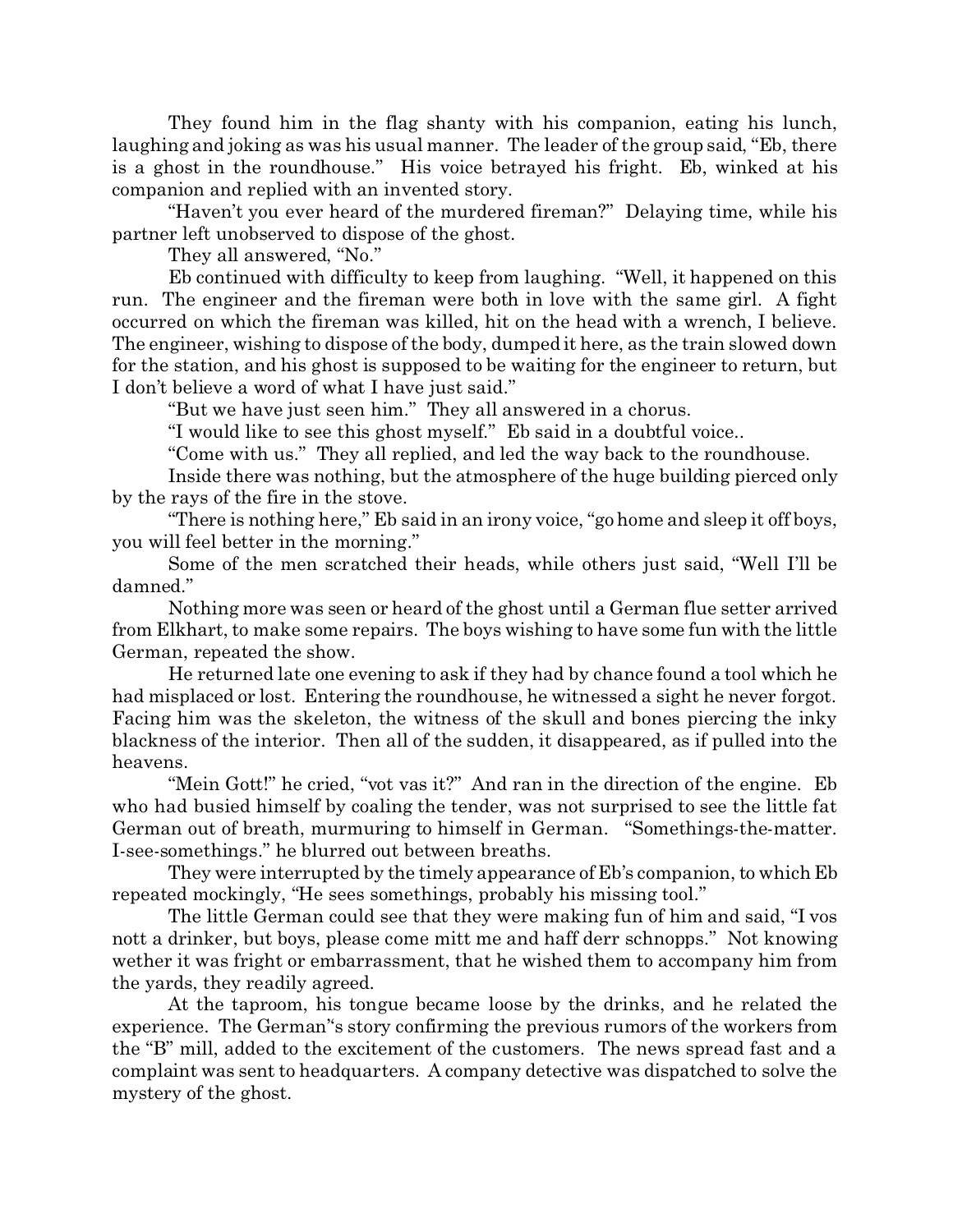They found him in the flag shanty with his companion, eating his lunch, laughing and joking as was his usual manner. The leader of the group said, "Eb, there is a ghost in the roundhouse." His voice betrayed his fright. Eb, winked at his companion and replied with an invented story.

"Haven't you ever heard of the murdered fireman?" Delaying time, while his partner left unobserved to dispose of the ghost.

They all answered, "No."

Eb continued with difficulty to keep from laughing. "Well, it happened on this run. The engineer and the fireman were both in love with the same girl. A fight occurred on which the fireman was killed, hit on the head with a wrench, I believe. The engineer, wishing to dispose of the body, dumped it here, as the train slowed down for the station, and his ghost is supposed to be waiting for the engineer to return, but I don't believe a word of what I have just said."

"But we have just seen him." They all answered in a chorus.

"I would like to see this ghost myself." Eb said in a doubtful voice..

"Come with us." They all replied, and led the way back to the roundhouse.

Inside there was nothing, but the atmosphere of the huge building pierced only by the rays of the fire in the stove.

"There is nothing here," Eb said in an irony voice, "go home and sleep it off boys, you will feel better in the morning."

Some of the men scratched their heads, while others just said, "Well I'll be damned."

Nothing more was seen or heard of the ghost until a German flue setter arrived from Elkhart, to make some repairs. The boys wishing to have some fun with the little German, repeated the show.

He returned late one evening to ask if they had by chance found a tool which he had misplaced or lost. Entering the roundhouse, he witnessed a sight he never forgot. Facing him was the skeleton, the witness of the skull and bones piercing the inky blackness of the interior. Then all of the sudden, it disappeared, as if pulled into the heavens.

"Mein Gott!" he cried, "vot vas it?" And ran in the direction of the engine. Eb who had busied himself by coaling the tender, was not surprised to see the little fat German out of breath, murmuring to himself in German. "Somethings-the-matter. I-see-somethings." he blurred out between breaths.

They were interrupted by the timely appearance of Eb's companion, to which Eb repeated mockingly, "He sees somethings, probably his missing tool."

The little German could see that they were making fun of him and said, "I vos nott a drinker, but boys, please come mitt me and haff derr schnopps." Not knowing wether it was fright or embarrassment, that he wished them to accompany him from the yards, they readily agreed.

At the taproom, his tongue became loose by the drinks, and he related the experience. The German"s story confirming the previous rumors of the workers from the "B" mill, added to the excitement of the customers. The news spread fast and a complaint was sent to headquarters. A company detective was dispatched to solve the mystery of the ghost.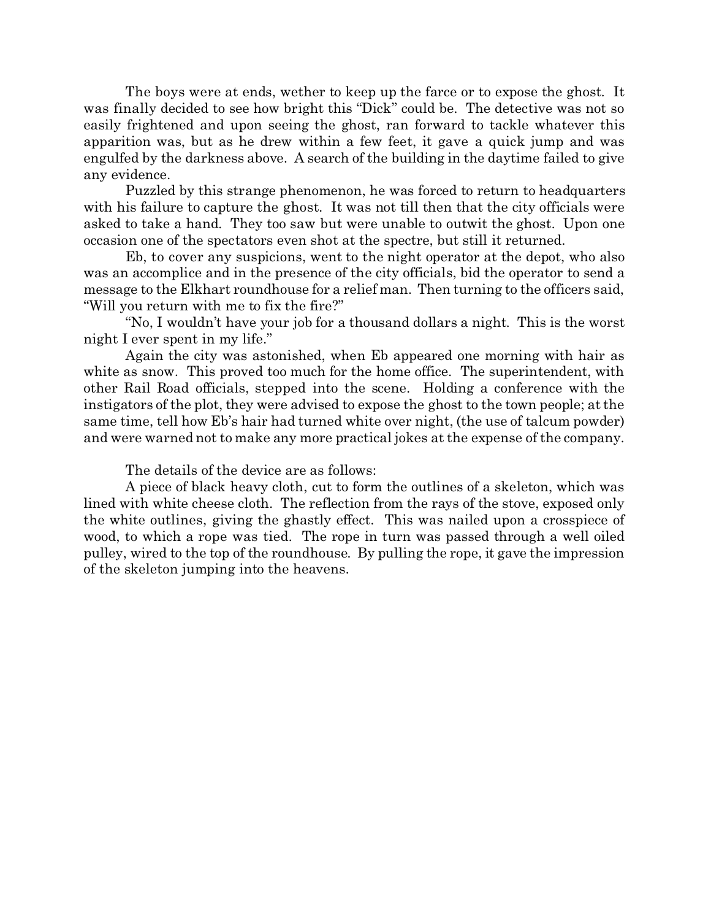The boys were at ends, wether to keep up the farce or to expose the ghost. It was finally decided to see how bright this "Dick" could be. The detective was not so easily frightened and upon seeing the ghost, ran forward to tackle whatever this apparition was, but as he drew within a few feet, it gave a quick jump and was engulfed by the darkness above. A search of the building in the daytime failed to give any evidence.

Puzzled by this strange phenomenon, he was forced to return to headquarters with his failure to capture the ghost. It was not till then that the city officials were asked to take a hand. They too saw but were unable to outwit the ghost. Upon one occasion one of the spectators even shot at the spectre, but still it returned.

Eb, to cover any suspicions, went to the night operator at the depot, who also was an accomplice and in the presence of the city officials, bid the operator to send a message to the Elkhart roundhouse for a relief man. Then turning to the officers said, "Will you return with me to fix the fire?"

"No, I wouldn't have your job for a thousand dollars a night. This is the worst night I ever spent in my life."

Again the city was astonished, when Eb appeared one morning with hair as white as snow. This proved too much for the home office. The superintendent, with other Rail Road officials, stepped into the scene. Holding a conference with the instigators of the plot, they were advised to expose the ghost to the town people; at the same time, tell how Eb's hair had turned white over night, (the use of talcum powder) and were warned not to make any more practical jokes at the expense of the company.

The details of the device are as follows:

A piece of black heavy cloth, cut to form the outlines of a skeleton, which was lined with white cheese cloth. The reflection from the rays of the stove, exposed only the white outlines, giving the ghastly effect. This was nailed upon a crosspiece of wood, to which a rope was tied. The rope in turn was passed through a well oiled pulley, wired to the top of the roundhouse. By pulling the rope, it gave the impression of the skeleton jumping into the heavens.